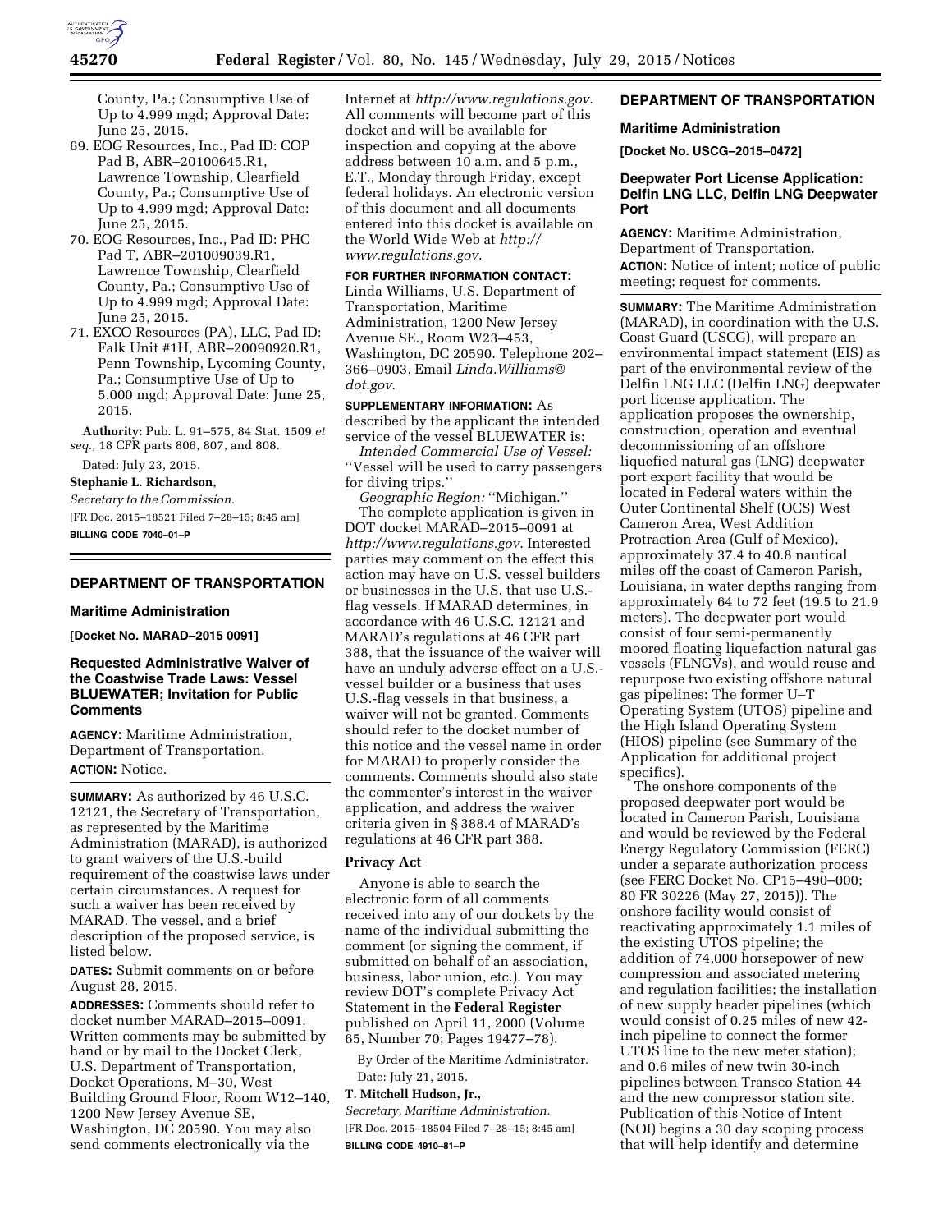County, Pa.; Consumptive Use of Up to 4.999 mgd; Approval Date: June 25, 2015.

69. EOG Resources, Inc., Pad ID: COP Pad B, ABR–20100645.R1, Lawrence Township, Clearfield County, Pa.; Consumptive Use of Up to 4.999 mgd; Approval Date: June 25, 2015.
70. EOG Resources, Inc., Pad ID: PHC Pad T, ABR–201009039.R1, Lawrence Township, Clearfield County, Pa.; Consumptive Use of Up to 4.999 mgd; Approval Date: June 25, 2015.
71. EXCO Resources (PA), LLC, Pad ID: Falk Unit #1H, ABR–20090920.R1, Penn Township, Lycoming County, Pa.; Consumptive Use of Up to 5.000 mgd; Approval Date: June 25, 2015.

**Authority:** Pub. L. 91–575, 84 Stat. 1509 *et seq.,* 18 CFR parts 806, 807, and 808.

Dated: July 23, 2015.

**Stephanie L. Richardson,**

*Secretary to the Commission.*

[FR Doc. 2015–18521 Filed 7–28–15; 8:45 am]

**BILLING CODE 7040–01–P**

## DEPARTMENT OF TRANSPORTATION

### Maritime Administration

**[Docket No. MARAD–2015 0091]**

### Requested Administrative Waiver of the Coastwise Trade Laws: Vessel BLUEWATER; Invitation for Public Comments

**AGENCY:** Maritime Administration, Department of Transportation.

**ACTION:** Notice.

**SUMMARY:** As authorized by 46 U.S.C. 12121, the Secretary of Transportation, as represented by the Maritime Administration (MARAD), is authorized to grant waivers of the U.S.-build requirement of the coastwise laws under certain circumstances. A request for such a waiver has been received by MARAD. The vessel, and a brief description of the proposed service, is listed below.

**DATES:** Submit comments on or before August 28, 2015.

**ADDRESSES:** Comments should refer to docket number MARAD–2015–0091. Written comments may be submitted by hand or by mail to the Docket Clerk, U.S. Department of Transportation, Docket Operations, M–30, West Building Ground Floor, Room W12–140, 1200 New Jersey Avenue SE, Washington, DC 20590. You may also send comments electronically via the Internet at *http://www.regulations.gov*. All comments will become part of this docket and will be available for inspection and copying at the above address between 10 a.m. and 5 p.m., E.T., Monday through Friday, except federal holidays. An electronic version of this document and all documents entered into this docket is available on the World Wide Web at *http://www.regulations.gov*.

**FOR FURTHER INFORMATION CONTACT:** Linda Williams, U.S. Department of Transportation, Maritime Administration, 1200 New Jersey Avenue SE., Room W23–453, Washington, DC 20590. Telephone 202–366–0903, Email *Linda.Williams@dot.gov*.

**SUPPLEMENTARY INFORMATION:** As described by the applicant the intended service of the vessel BLUEWATER is:

*Intended Commercial Use of Vessel:* ''Vessel will be used to carry passengers for diving trips.''

*Geographic Region:* ''Michigan.''

The complete application is given in DOT docket MARAD–2015–0091 at *http://www.regulations.gov*. Interested parties may comment on the effect this action may have on U.S. vessel builders or businesses in the U.S. that use U.S.-flag vessels. If MARAD determines, in accordance with 46 U.S.C. 12121 and MARAD's regulations at 46 CFR part 388, that the issuance of the waiver will have an unduly adverse effect on a U.S.-vessel builder or a business that uses U.S.-flag vessels in that business, a waiver will not be granted. Comments should refer to the docket number of this notice and the vessel name in order for MARAD to properly consider the comments. Comments should also state the commenter's interest in the waiver application, and address the waiver criteria given in § 388.4 of MARAD's regulations at 46 CFR part 388.

### Privacy Act

Anyone is able to search the electronic form of all comments received into any of our dockets by the name of the individual submitting the comment (or signing the comment, if submitted on behalf of an association, business, labor union, etc.). You may review DOT's complete Privacy Act Statement in the **Federal Register** published on April 11, 2000 (Volume 65, Number 70; Pages 19477–78).

By Order of the Maritime Administrator.

Date: July 21, 2015.

**T. Mitchell Hudson, Jr.,**

*Secretary, Maritime Administration.*

[FR Doc. 2015–18504 Filed 7–28–15; 8:45 am]

**BILLING CODE 4910–81–P**

## DEPARTMENT OF TRANSPORTATION

### Maritime Administration

**[Docket No. USCG–2015–0472]**

### Deepwater Port License Application: Delfin LNG LLC, Delfin LNG Deepwater Port

**AGENCY:** Maritime Administration, Department of Transportation.

**ACTION:** Notice of intent; notice of public meeting; request for comments.

**SUMMARY:** The Maritime Administration (MARAD), in coordination with the U.S. Coast Guard (USCG), will prepare an environmental impact statement (EIS) as part of the environmental review of the Delfin LNG LLC (Delfin LNG) deepwater port license application. The application proposes the ownership, construction, operation and eventual decommissioning of an offshore liquefied natural gas (LNG) deepwater port export facility that would be located in Federal waters within the Outer Continental Shelf (OCS) West Cameron Area, West Addition Protraction Area (Gulf of Mexico), approximately 37.4 to 40.8 nautical miles off the coast of Cameron Parish, Louisiana, in water depths ranging from approximately 64 to 72 feet (19.5 to 21.9 meters). The deepwater port would consist of four semi-permanently moored floating liquefaction natural gas vessels (FLNGVs), and would reuse and repurpose two existing offshore natural gas pipelines: The former U–T Operating System (UTOS) pipeline and the High Island Operating System (HIOS) pipeline (see Summary of the Application for additional project specifics).

The onshore components of the proposed deepwater port would be located in Cameron Parish, Louisiana and would be reviewed by the Federal Energy Regulatory Commission (FERC) under a separate authorization process (see FERC Docket No. CP15–490–000; 80 FR 30226 (May 27, 2015)). The onshore facility would consist of reactivating approximately 1.1 miles of the existing UTOS pipeline; the addition of 74,000 horsepower of new compression and associated metering and regulation facilities; the installation of new supply header pipelines (which would consist of 0.25 miles of new 42-inch pipeline to connect the former UTOS line to the new meter station); and 0.6 miles of new twin 30-inch pipelines between Transco Station 44 and the new compressor station site. Publication of this Notice of Intent (NOI) begins a 30 day scoping process that will help identify and determine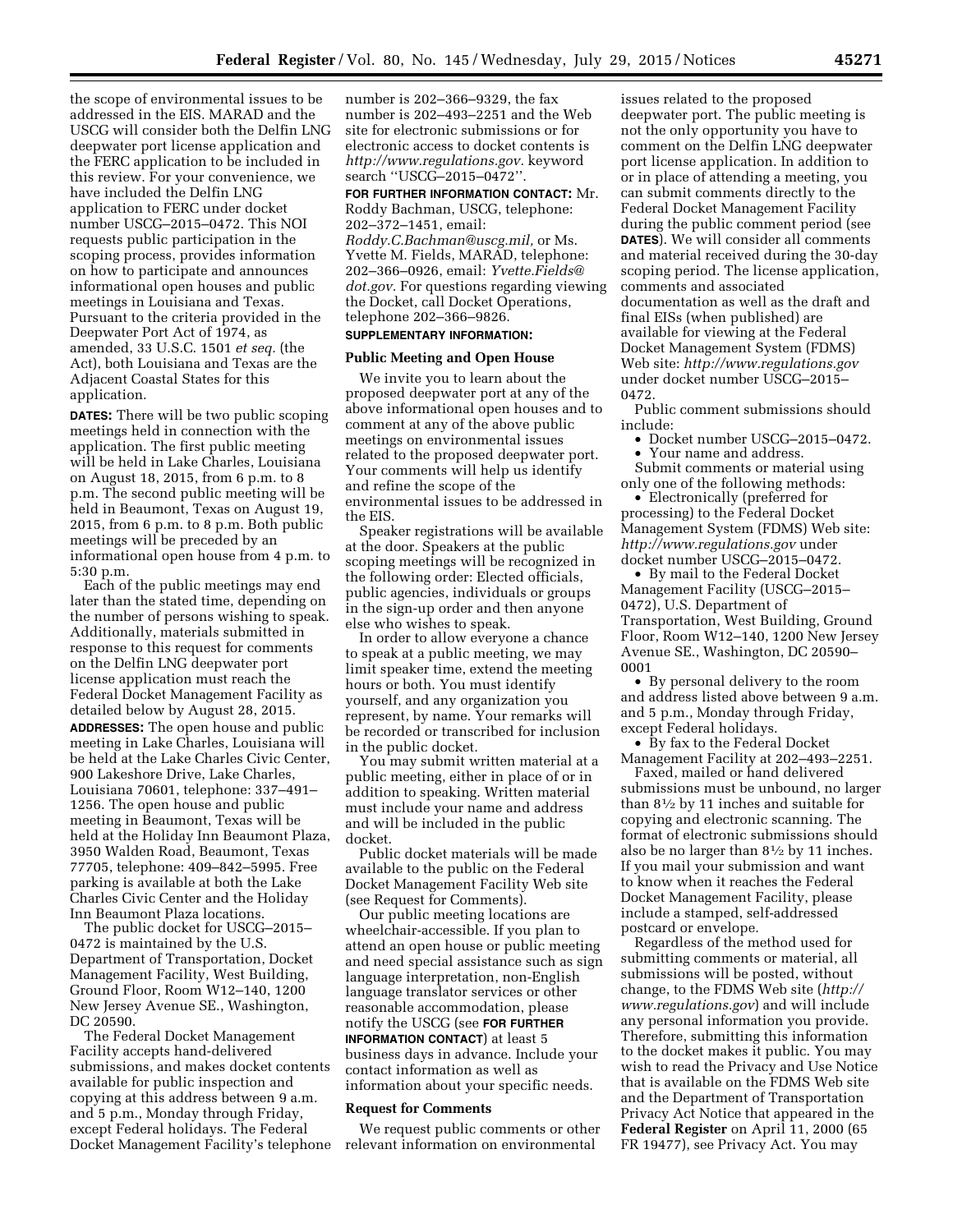the scope of environmental issues to be addressed in the EIS. MARAD and the USCG will consider both the Delfin LNG deepwater port license application and the FERC application to be included in this review. For your convenience, we have included the Delfin LNG application to FERC under docket number USCG–2015–0472. This NOI requests public participation in the scoping process, provides information on how to participate and announces informational open houses and public meetings in Louisiana and Texas. Pursuant to the criteria provided in the Deepwater Port Act of 1974, as amended, 33 U.S.C. 1501 *et seq.* (the Act), both Louisiana and Texas are the Adjacent Coastal States for this application.

**DATES:** There will be two public scoping meetings held in connection with the application. The first public meeting will be held in Lake Charles, Louisiana on August 18, 2015, from 6 p.m. to 8 p.m. The second public meeting will be held in Beaumont, Texas on August 19, 2015, from 6 p.m. to 8 p.m. Both public meetings will be preceded by an informational open house from 4 p.m. to 5:30 p.m.

Each of the public meetings may end later than the stated time, depending on the number of persons wishing to speak. Additionally, materials submitted in response to this request for comments on the Delfin LNG deepwater port license application must reach the Federal Docket Management Facility as detailed below by August 28, 2015.

**ADDRESSES:** The open house and public meeting in Lake Charles, Louisiana will be held at the Lake Charles Civic Center, 900 Lakeshore Drive, Lake Charles, Louisiana 70601, telephone: 337–491–1256. The open house and public meeting in Beaumont, Texas will be held at the Holiday Inn Beaumont Plaza, 3950 Walden Road, Beaumont, Texas 77705, telephone: 409–842–5995. Free parking is available at both the Lake Charles Civic Center and the Holiday Inn Beaumont Plaza locations.

The public docket for USCG–2015–0472 is maintained by the U.S. Department of Transportation, Docket Management Facility, West Building, Ground Floor, Room W12–140, 1200 New Jersey Avenue SE., Washington, DC 20590.

The Federal Docket Management Facility accepts hand-delivered submissions, and makes docket contents available for public inspection and copying at this address between 9 a.m. and 5 p.m., Monday through Friday, except Federal holidays. The Federal Docket Management Facility's telephone number is 202–366–9329, the fax number is 202–493–2251 and the Web site for electronic submissions or for electronic access to docket contents is *http://www.regulations.gov.* keyword search "USCG–2015–0472".

**FOR FURTHER INFORMATION CONTACT:** Mr. Roddy Bachman, USCG, telephone: 202–372–1451, email: *Roddy.C.Bachman@uscg.mil,* or Ms. Yvette M. Fields, MARAD, telephone: 202–366–0926, email: *Yvette.Fields@dot.gov.* For questions regarding viewing the Docket, call Docket Operations, telephone 202–366–9826.

**SUPPLEMENTARY INFORMATION:**

### Public Meeting and Open House

We invite you to learn about the proposed deepwater port at any of the above informational open houses and to comment at any of the above public meetings on environmental issues related to the proposed deepwater port. Your comments will help us identify and refine the scope of the environmental issues to be addressed in the EIS.

Speaker registrations will be available at the door. Speakers at the public scoping meetings will be recognized in the following order: Elected officials, public agencies, individuals or groups in the sign-up order and then anyone else who wishes to speak.

In order to allow everyone a chance to speak at a public meeting, we may limit speaker time, extend the meeting hours or both. You must identify yourself, and any organization you represent, by name. Your remarks will be recorded or transcribed for inclusion in the public docket.

You may submit written material at a public meeting, either in place of or in addition to speaking. Written material must include your name and address and will be included in the public docket.

Public docket materials will be made available to the public on the Federal Docket Management Facility Web site (see Request for Comments).

Our public meeting locations are wheelchair-accessible. If you plan to attend an open house or public meeting and need special assistance such as sign language interpretation, non-English language translator services or other reasonable accommodation, please notify the USCG (see **FOR FURTHER INFORMATION CONTACT**) at least 5 business days in advance. Include your contact information as well as information about your specific needs.

### Request for Comments

We request public comments or other relevant information on environmental issues related to the proposed deepwater port. The public meeting is not the only opportunity you have to comment on the Delfin LNG deepwater port license application. In addition to or in place of attending a meeting, you can submit comments directly to the Federal Docket Management Facility during the public comment period (see **DATES**). We will consider all comments and material received during the 30-day scoping period. The license application, comments and associated documentation as well as the draft and final EISs (when published) are available for viewing at the Federal Docket Management System (FDMS) Web site: *http://www.regulations.gov* under docket number USCG–2015–0472.

Public comment submissions should include:

- Docket number USCG–2015–0472.
- Your name and address.

Submit comments or material using only one of the following methods:

- Electronically (preferred for processing) to the Federal Docket Management System (FDMS) Web site: *http://www.regulations.gov* under docket number USCG–2015–0472.
- By mail to the Federal Docket Management Facility (USCG–2015–0472), U.S. Department of Transportation, West Building, Ground Floor, Room W12–140, 1200 New Jersey Avenue SE., Washington, DC 20590–0001
- By personal delivery to the room and address listed above between 9 a.m. and 5 p.m., Monday through Friday, except Federal holidays.
- By fax to the Federal Docket Management Facility at 202–493–2251.

Faxed, mailed or hand delivered submissions must be unbound, no larger than 8½ by 11 inches and suitable for copying and electronic scanning. The format of electronic submissions should also be no larger than 8½ by 11 inches. If you mail your submission and want to know when it reaches the Federal Docket Management Facility, please include a stamped, self-addressed postcard or envelope.

Regardless of the method used for submitting comments or material, all submissions will be posted, without change, to the FDMS Web site (*http://www.regulations.gov*) and will include any personal information you provide. Therefore, submitting this information to the docket makes it public. You may wish to read the Privacy and Use Notice that is available on the FDMS Web site and the Department of Transportation Privacy Act Notice that appeared in the **Federal Register** on April 11, 2000 (65 FR 19477), see Privacy Act. You may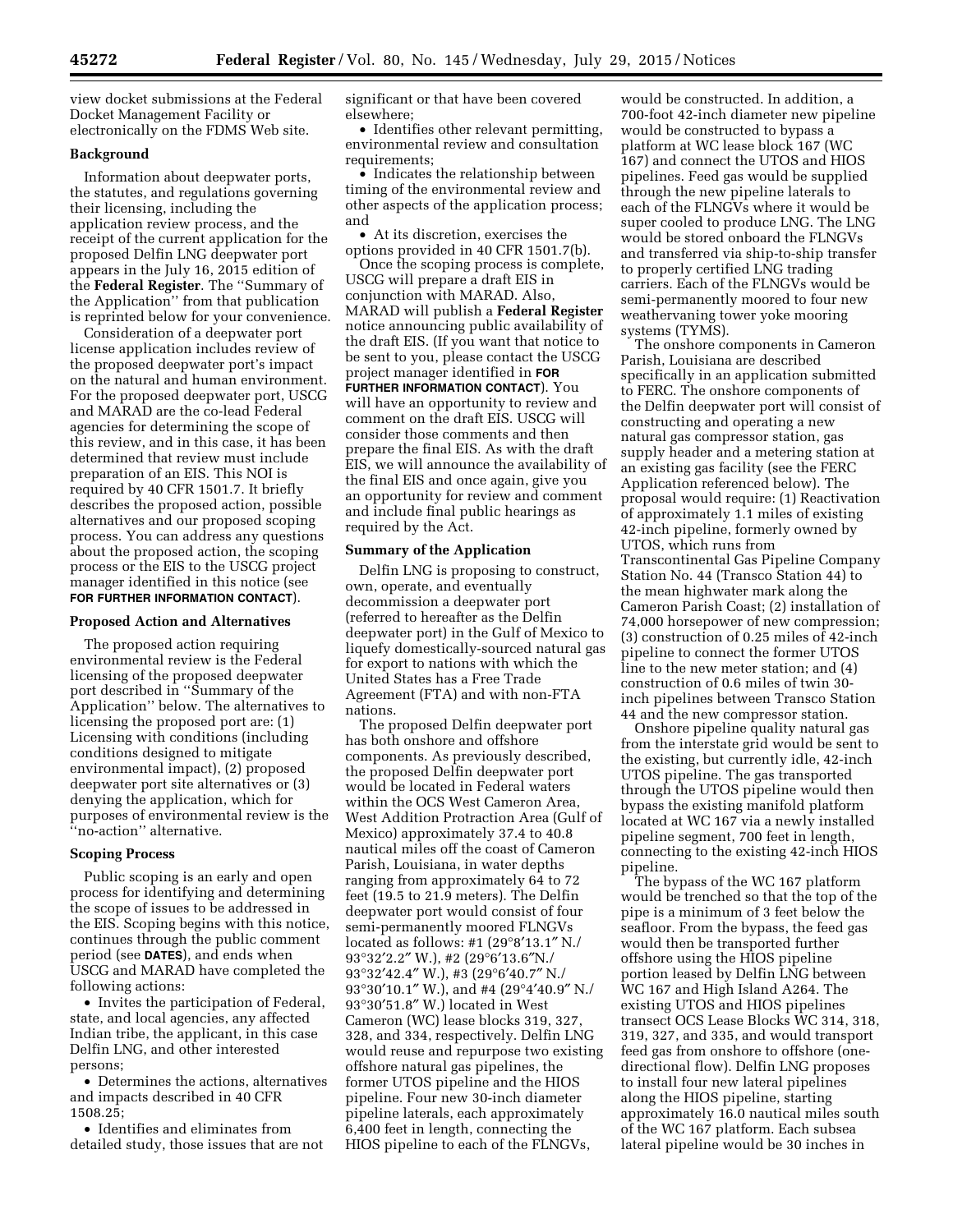view docket submissions at the Federal Docket Management Facility or electronically on the FDMS Web site.

## Background

Information about deepwater ports, the statutes, and regulations governing their licensing, including the application review process, and the receipt of the current application for the proposed Delfin LNG deepwater port appears in the July 16, 2015 edition of the **Federal Register**. The ''Summary of the Application'' from that publication is reprinted below for your convenience.

Consideration of a deepwater port license application includes review of the proposed deepwater port's impact on the natural and human environment. For the proposed deepwater port, USCG and MARAD are the co-lead Federal agencies for determining the scope of this review, and in this case, it has been determined that review must include preparation of an EIS. This NOI is required by 40 CFR 1501.7. It briefly describes the proposed action, possible alternatives and our proposed scoping process. You can address any questions about the proposed action, the scoping process or the EIS to the USCG project manager identified in this notice (see **FOR FURTHER INFORMATION CONTACT**).

## Proposed Action and Alternatives

The proposed action requiring environmental review is the Federal licensing of the proposed deepwater port described in ''Summary of the Application'' below. The alternatives to licensing the proposed port are: (1) Licensing with conditions (including conditions designed to mitigate environmental impact), (2) proposed deepwater port site alternatives or (3) denying the application, which for purposes of environmental review is the ''no-action'' alternative.

## Scoping Process

Public scoping is an early and open process for identifying and determining the scope of issues to be addressed in the EIS. Scoping begins with this notice, continues through the public comment period (see **DATES**), and ends when USCG and MARAD have completed the following actions:

- Invites the participation of Federal, state, and local agencies, any affected Indian tribe, the applicant, in this case Delfin LNG, and other interested persons;
- Determines the actions, alternatives and impacts described in 40 CFR 1508.25;
- Identifies and eliminates from detailed study, those issues that are not significant or that have been covered elsewhere;
- Identifies other relevant permitting, environmental review and consultation requirements;
- Indicates the relationship between timing of the environmental review and other aspects of the application process; and
- At its discretion, exercises the options provided in 40 CFR 1501.7(b).

Once the scoping process is complete, USCG will prepare a draft EIS in conjunction with MARAD. Also, MARAD will publish a **Federal Register** notice announcing public availability of the draft EIS. (If you want that notice to be sent to you, please contact the USCG project manager identified in **FOR FURTHER INFORMATION CONTACT**). You will have an opportunity to review and comment on the draft EIS. USCG will consider those comments and then prepare the final EIS. As with the draft EIS, we will announce the availability of the final EIS and once again, give you an opportunity for review and comment and include final public hearings as required by the Act.

## Summary of the Application

Delfin LNG is proposing to construct, own, operate, and eventually decommission a deepwater port (referred to hereafter as the Delfin deepwater port) in the Gulf of Mexico to liquefy domestically-sourced natural gas for export to nations with which the United States has a Free Trade Agreement (FTA) and with non-FTA nations.

The proposed Delfin deepwater port has both onshore and offshore components. As previously described, the proposed Delfin deepwater port would be located in Federal waters within the OCS West Cameron Area, West Addition Protraction Area (Gulf of Mexico) approximately 37.4 to 40.8 nautical miles off the coast of Cameron Parish, Louisiana, in water depths ranging from approximately 64 to 72 feet (19.5 to 21.9 meters). The Delfin deepwater port would consist of four semi-permanently moored FLNGVs located as follows: #1 (29°8′13.1″ N./93°32′2.2″ W.), #2 (29°6′13.6″N./93°32′42.4″ W.), #3 (29°6′40.7″ N./93°30′10.1″ W.), and #4 (29°4′40.9″ N./93°30′51.8″ W.) located in West Cameron (WC) lease blocks 319, 327, 328, and 334, respectively. Delfin LNG would reuse and repurpose two existing offshore natural gas pipelines, the former UTOS pipeline and the HIOS pipeline. Four new 30-inch diameter pipeline laterals, each approximately 6,400 feet in length, connecting the HIOS pipeline to each of the FLNGVs, would be constructed. In addition, a 700-foot 42-inch diameter new pipeline would be constructed to bypass a platform at WC lease block 167 (WC 167) and connect the UTOS and HIOS pipelines. Feed gas would be supplied through the new pipeline laterals to each of the FLNGVs where it would be super cooled to produce LNG. The LNG would be stored onboard the FLNGVs and transferred via ship-to-ship transfer to properly certified LNG trading carriers. Each of the FLNGVs would be semi-permanently moored to four new weathervaning tower yoke mooring systems (TYMS).

The onshore components in Cameron Parish, Louisiana are described specifically in an application submitted to FERC. The onshore components of the Delfin deepwater port will consist of constructing and operating a new natural gas compressor station, gas supply header and a metering station at an existing gas facility (see the FERC Application referenced below). The proposal would require: (1) Reactivation of approximately 1.1 miles of existing 42-inch pipeline, formerly owned by UTOS, which runs from Transcontinental Gas Pipeline Company Station No. 44 (Transco Station 44) to the mean highwater mark along the Cameron Parish Coast; (2) installation of 74,000 horsepower of new compression; (3) construction of 0.25 miles of 42-inch pipeline to connect the former UTOS line to the new meter station; and (4) construction of 0.6 miles of twin 30-inch pipelines between Transco Station 44 and the new compressor station.

Onshore pipeline quality natural gas from the interstate grid would be sent to the existing, but currently idle, 42-inch UTOS pipeline. The gas transported through the UTOS pipeline would then bypass the existing manifold platform located at WC 167 via a newly installed pipeline segment, 700 feet in length, connecting to the existing 42-inch HIOS pipeline.

The bypass of the WC 167 platform would be trenched so that the top of the pipe is a minimum of 3 feet below the seafloor. From the bypass, the feed gas would then be transported further offshore using the HIOS pipeline portion leased by Delfin LNG between WC 167 and High Island A264. The existing UTOS and HIOS pipelines transect OCS Lease Blocks WC 314, 318, 319, 327, and 335, and would transport feed gas from onshore to offshore (one-directional flow). Delfin LNG proposes to install four new lateral pipelines along the HIOS pipeline, starting approximately 16.0 nautical miles south of the WC 167 platform. Each subsea lateral pipeline would be 30 inches in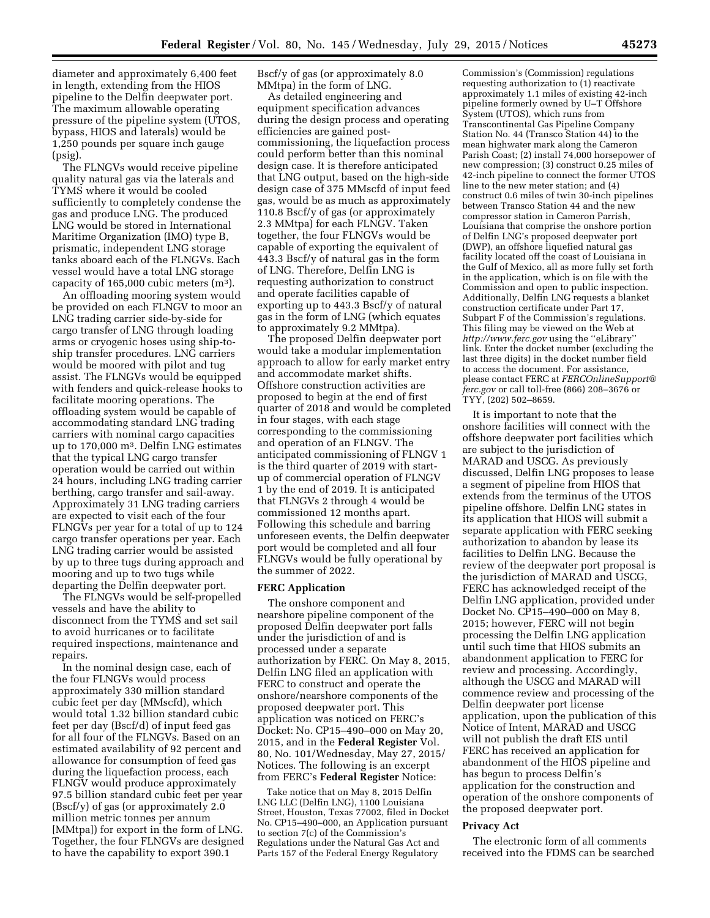diameter and approximately 6,400 feet in length, extending from the HIOS pipeline to the Delfin deepwater port. The maximum allowable operating pressure of the pipeline system (UTOS, bypass, HIOS and laterals) would be 1,250 pounds per square inch gauge (psig).

The FLNGVs would receive pipeline quality natural gas via the laterals and TYMS where it would be cooled sufficiently to completely condense the gas and produce LNG. The produced LNG would be stored in International Maritime Organization (IMO) type B, prismatic, independent LNG storage tanks aboard each of the FLNGVs. Each vessel would have a total LNG storage capacity of 165,000 cubic meters ($m^3$).

An offloading mooring system would be provided on each FLNGV to moor an LNG trading carrier side-by-side for cargo transfer of LNG through loading arms or cryogenic hoses using ship-to-ship transfer procedures. LNG carriers would be moored with pilot and tug assist. The FLNGVs would be equipped with fenders and quick-release hooks to facilitate mooring operations. The offloading system would be capable of accommodating standard LNG trading carriers with nominal cargo capacities up to 170,000 $m^3$. Delfin LNG estimates that the typical LNG cargo transfer operation would be carried out within 24 hours, including LNG trading carrier berthing, cargo transfer and sail-away. Approximately 31 LNG trading carriers are expected to visit each of the four FLNGVs per year for a total of up to 124 cargo transfer operations per year. Each LNG trading carrier would be assisted by up to three tugs during approach and mooring and up to two tugs while departing the Delfin deepwater port.

The FLNGVs would be self-propelled vessels and have the ability to disconnect from the TYMS and set sail to avoid hurricanes or to facilitate required inspections, maintenance and repairs.

In the nominal design case, each of the four FLNGVs would process approximately 330 million standard cubic feet per day (MMscfd), which would total 1.32 billion standard cubic feet per day (Bscf/d) of input feed gas for all four of the FLNGVs. Based on an estimated availability of 92 percent and allowance for consumption of feed gas during the liquefaction process, each FLNGV would produce approximately 97.5 billion standard cubic feet per year (Bscf/y) of gas (or approximately 2.0 million metric tonnes per annum [MMtpa]) for export in the form of LNG. Together, the four FLNGVs are designed to have the capability to export 390.1 Bscf/y of gas (or approximately 8.0 MMtpa) in the form of LNG.

As detailed engineering and equipment specification advances during the design process and operating efficiencies are gained post-commissioning, the liquefaction process could perform better than this nominal design case. It is therefore anticipated that LNG output, based on the high-side design case of 375 MMscfd of input feed gas, would be as much as approximately 110.8 Bscf/y of gas (or approximately 2.3 MMtpa) for each FLNGV. Taken together, the four FLNGVs would be capable of exporting the equivalent of 443.3 Bscf/y of natural gas in the form of LNG. Therefore, Delfin LNG is requesting authorization to construct and operate facilities capable of exporting up to 443.3 Bscf/y of natural gas in the form of LNG (which equates to approximately 9.2 MMtpa).

The proposed Delfin deepwater port would take a modular implementation approach to allow for early market entry and accommodate market shifts. Offshore construction activities are proposed to begin at the end of first quarter of 2018 and would be completed in four stages, with each stage corresponding to the commissioning and operation of an FLNGV. The anticipated commissioning of FLNGV 1 is the third quarter of 2019 with start-up of commercial operation of FLNGV 1 by the end of 2019. It is anticipated that FLNGVs 2 through 4 would be commissioned 12 months apart. Following this schedule and barring unforeseen events, the Delfin deepwater port would be completed and all four FLNGVs would be fully operational by the summer of 2022.

### FERC Application

The onshore component and nearshore pipeline component of the proposed Delfin deepwater port falls under the jurisdiction of and is processed under a separate authorization by FERC. On May 8, 2015, Delfin LNG filed an application with FERC to construct and operate the onshore/nearshore components of the proposed deepwater port. This application was noticed on FERC's Docket: No. CP15–490–000 on May 20, 2015, and in the **Federal Register** Vol. 80, No. 101/Wednesday, May 27, 2015/ Notices. The following is an excerpt from FERC's **Federal Register** Notice:

> Take notice that on May 8, 2015 Delfin LNG LLC (Delfin LNG), 1100 Louisiana Street, Houston, Texas 77002, filed in Docket No. CP15–490–000, an Application pursuant to section 7(c) of the Commission's Regulations under the Natural Gas Act and Parts 157 of the Federal Energy Regulatory Commission's (Commission) regulations requesting authorization to (1) reactivate approximately 1.1 miles of existing 42-inch pipeline formerly owned by U–T Offshore System (UTOS), which runs from Transcontinental Gas Pipeline Company Station No. 44 (Transco Station 44) to the mean highwater mark along the Cameron Parish Coast; (2) install 74,000 horsepower of new compression; (3) construct 0.25 miles of 42-inch pipeline to connect the former UTOS line to the new meter station; and (4) construct 0.6 miles of twin 30-inch pipelines between Transco Station 44 and the new compressor station in Cameron Parrish, Louisiana that comprise the onshore portion of Delfin LNG's proposed deepwater port (DWP), an offshore liquefied natural gas facility located off the coast of Louisiana in the Gulf of Mexico, all as more fully set forth in the application, which is on file with the Commission and open to public inspection. Additionally, Delfin LNG requests a blanket construction certificate under Part 17, Subpart F of the Commission's regulations. This filing may be viewed on the Web at *http://www.ferc.gov* using the ''eLibrary'' link. Enter the docket number (excluding the last three digits) in the docket number field to access the document. For assistance, please contact FERC at *FERCOnlineSupport@ferc.gov* or call toll-free (866) 208–3676 or TYY, (202) 502–8659.

It is important to note that the onshore facilities will connect with the offshore deepwater port facilities which are subject to the jurisdiction of MARAD and USCG. As previously discussed, Delfin LNG proposes to lease a segment of pipeline from HIOS that extends from the terminus of the UTOS pipeline offshore. Delfin LNG states in its application that HIOS will submit a separate application with FERC seeking authorization to abandon by lease its facilities to Delfin LNG. Because the review of the deepwater port proposal is the jurisdiction of MARAD and USCG, FERC has acknowledged receipt of the Delfin LNG application, provided under Docket No. CP15–490–000 on May 8, 2015; however, FERC will not begin processing the Delfin LNG application until such time that HIOS submits an abandonment application to FERC for review and processing. Accordingly, although the USCG and MARAD will commence review and processing of the Delfin deepwater port license application, upon the publication of this Notice of Intent, MARAD and USCG will not publish the draft EIS until FERC has received an application for abandonment of the HIOS pipeline and has begun to process Delfin's application for the construction and operation of the onshore components of the proposed deepwater port.

### Privacy Act

The electronic form of all comments received into the FDMS can be searched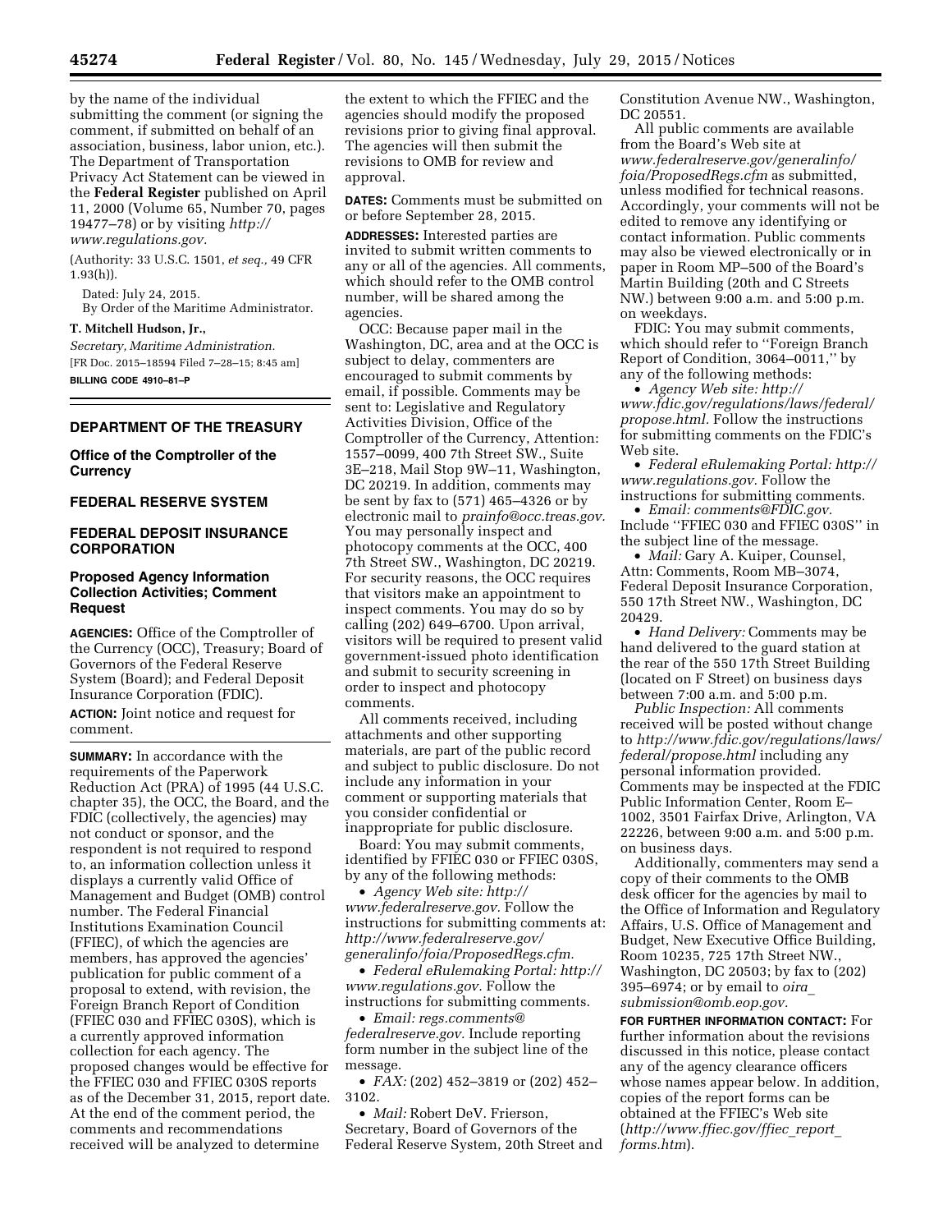by the name of the individual submitting the comment (or signing the comment, if submitted on behalf of an association, business, labor union, etc.). The Department of Transportation Privacy Act Statement can be viewed in the **Federal Register** published on April 11, 2000 (Volume 65, Number 70, pages 19477–78) or by visiting *http://www.regulations.gov.*

(Authority: 33 U.S.C. 1501, *et seq.,* 49 CFR 1.93(h)).

Dated: July 24, 2015.

By Order of the Maritime Administrator.

**T. Mitchell Hudson, Jr.,**

*Secretary, Maritime Administration.*

[FR Doc. 2015–18594 Filed 7–28–15; 8:45 am]

**BILLING CODE 4910–81–P**

## DEPARTMENT OF THE TREASURY

### Office of the Comptroller of the Currency

## FEDERAL RESERVE SYSTEM

## FEDERAL DEPOSIT INSURANCE CORPORATION

### Proposed Agency Information Collection Activities; Comment Request

**AGENCIES:** Office of the Comptroller of the Currency (OCC), Treasury; Board of Governors of the Federal Reserve System (Board); and Federal Deposit Insurance Corporation (FDIC).

**ACTION:** Joint notice and request for comment.

**SUMMARY:** In accordance with the requirements of the Paperwork Reduction Act (PRA) of 1995 (44 U.S.C. chapter 35), the OCC, the Board, and the FDIC (collectively, the agencies) may not conduct or sponsor, and the respondent is not required to respond to, an information collection unless it displays a currently valid Office of Management and Budget (OMB) control number. The Federal Financial Institutions Examination Council (FFIEC), of which the agencies are members, has approved the agencies' publication for public comment of a proposal to extend, with revision, the Foreign Branch Report of Condition (FFIEC 030 and FFIEC 030S), which is a currently approved information collection for each agency. The proposed changes would be effective for the FFIEC 030 and FFIEC 030S reports as of the December 31, 2015, report date. At the end of the comment period, the comments and recommendations received will be analyzed to determine the extent to which the FFIEC and the agencies should modify the proposed revisions prior to giving final approval. The agencies will then submit the revisions to OMB for review and approval.

**DATES:** Comments must be submitted on or before September 28, 2015.

**ADDRESSES:** Interested parties are invited to submit written comments to any or all of the agencies. All comments, which should refer to the OMB control number, will be shared among the agencies.

OCC: Because paper mail in the Washington, DC, area and at the OCC is subject to delay, commenters are encouraged to submit comments by email, if possible. Comments may be sent to: Legislative and Regulatory Activities Division, Office of the Comptroller of the Currency, Attention: 1557–0099, 400 7th Street SW., Suite 3E–218, Mail Stop 9W–11, Washington, DC 20219. In addition, comments may be sent by fax to (571) 465–4326 or by electronic mail to *prainfo@occ.treas.gov.* You may personally inspect and photocopy comments at the OCC, 400 7th Street SW., Washington, DC 20219. For security reasons, the OCC requires that visitors make an appointment to inspect comments. You may do so by calling (202) 649–6700. Upon arrival, visitors will be required to present valid government-issued photo identification and submit to security screening in order to inspect and photocopy comments.

All comments received, including attachments and other supporting materials, are part of the public record and subject to public disclosure. Do not include any information in your comment or supporting materials that you consider confidential or inappropriate for public disclosure.

Board: You may submit comments, identified by FFIEC 030 or FFIEC 030S, by any of the following methods:

- *Agency Web site: http://www.federalreserve.gov.* Follow the instructions for submitting comments at: *http://www.federalreserve.gov/generalinfo/foia/ProposedRegs.cfm.*
- *Federal eRulemaking Portal: http://www.regulations.gov.* Follow the instructions for submitting comments.
- *Email: regs.comments@federalreserve.gov.* Include reporting form number in the subject line of the message.
- *FAX:* (202) 452–3819 or (202) 452–3102.
- *Mail:* Robert DeV. Frierson, Secretary, Board of Governors of the Federal Reserve System, 20th Street and Constitution Avenue NW., Washington, DC 20551.

All public comments are available from the Board's Web site at *www.federalreserve.gov/generalinfo/foia/ProposedRegs.cfm* as submitted, unless modified for technical reasons. Accordingly, your comments will not be edited to remove any identifying or contact information. Public comments may also be viewed electronically or in paper in Room MP–500 of the Board's Martin Building (20th and C Streets NW.) between 9:00 a.m. and 5:00 p.m. on weekdays.

FDIC: You may submit comments, which should refer to ''Foreign Branch Report of Condition, 3064–0011,'' by any of the following methods:

- *Agency Web site: http://www.fdic.gov/regulations/laws/federal/propose.html.* Follow the instructions for submitting comments on the FDIC's Web site.
- *Federal eRulemaking Portal: http://www.regulations.gov.* Follow the instructions for submitting comments.
- *Email: comments@FDIC.gov.* Include ''FFIEC 030 and FFIEC 030S'' in the subject line of the message.
- *Mail:* Gary A. Kuiper, Counsel, Attn: Comments, Room MB–3074, Federal Deposit Insurance Corporation, 550 17th Street NW., Washington, DC 20429.
- *Hand Delivery:* Comments may be hand delivered to the guard station at the rear of the 550 17th Street Building (located on F Street) on business days between 7:00 a.m. and 5:00 p.m.

*Public Inspection:* All comments received will be posted without change to *http://www.fdic.gov/regulations/laws/federal/propose.html* including any personal information provided. Comments may be inspected at the FDIC Public Information Center, Room E–1002, 3501 Fairfax Drive, Arlington, VA 22226, between 9:00 a.m. and 5:00 p.m. on business days.

Additionally, commenters may send a copy of their comments to the OMB desk officer for the agencies by mail to the Office of Information and Regulatory Affairs, U.S. Office of Management and Budget, New Executive Office Building, Room 10235, 725 17th Street NW., Washington, DC 20503; by fax to (202) 395–6974; or by email to *oira_submission@omb.eop.gov.*

**FOR FURTHER INFORMATION CONTACT:** For further information about the revisions discussed in this notice, please contact any of the agency clearance officers whose names appear below. In addition, copies of the report forms can be obtained at the FFIEC's Web site (*http://www.ffiec.gov/ffiec_report_forms.htm*).